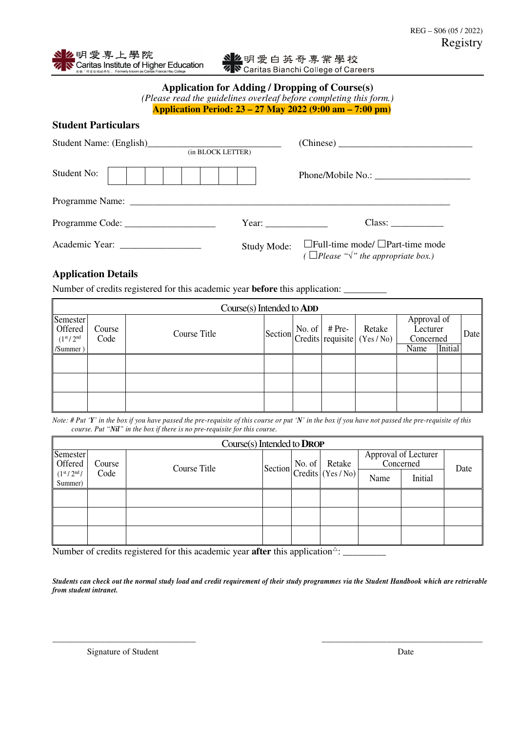REG – S06 (05 / 2022)

Registry

明愛專上學院
Caritas Institute of Higher Education
前稱「明愛徐誠斌學院」 Formerly known as Caritas Francis Hsu College

明愛白英奇專業學校
Caritas Bianchi College of Careers

# Application for Adding / Dropping of Course(s)

*(Please read the guidelines overleaf before completing this form.)*

**Application Period: 23 – 27 May 2022 (9:00 am – 7:00 pm)**

## Student Particulars

Student Name: (English)____________________________ (in BLOCK LETTER)　　(Chinese) ____________________________

Student No: | | | | | | | | |　　Phone/Mobile No.: ____________________

Programme Name: ____________________________________________________________________

Programme Code: __________________　　Year: ____________　　Class: ___________

Academic Year: ________________　　Study Mode: ☐Full-time mode/ ☐Part-time mode
*( ☐Please "√" the appropriate box.)*

## Application Details

Number of credits registered for this academic year **before** this application: _________

**Course(s) Intended to ADD**

| Semester Offered (1st / 2nd /Summer ) | Course Code | Course Title | Section | No. of Credits | # Pre-requisite | Retake (Yes / No) | Approval of Lecturer Concerned | | Date |
|---|---|---|---|---|---|---|---|---|---|
| | | | | | | | Name | Initial | |
| | | | | | | | | | |
| | | | | | | | | | |
| | | | | | | | | | |

*Note: # Put '**Y**' in the box if you have passed the pre-requisite of this course or put '**N**' in the box if you have not passed the pre-requisite of this course. Put "**Nil**" in the box if there is no pre-requisite for this course.*

**Course(s) Intended to DROP**

| Semester Offered (1st / 2nd / Summer) | Course Code | Course Title | Section | No. of Credits | Retake (Yes / No) | Approval of Lecturer Concerned | | Date |
|---|---|---|---|---|---|---|---|---|
| | | | | | | Name | Initial | |
| | | | | | | | | |
| | | | | | | | | |
| | | | | | | | | |

Number of credits registered for this academic year **after** this application△: _________

***Students can check out the normal study load and credit requirement of their study programmes via the Student Handbook which are retrievable from student intranet.***

________________________________　　　　________________________________

Signature of Student　　　　　　　　　　Date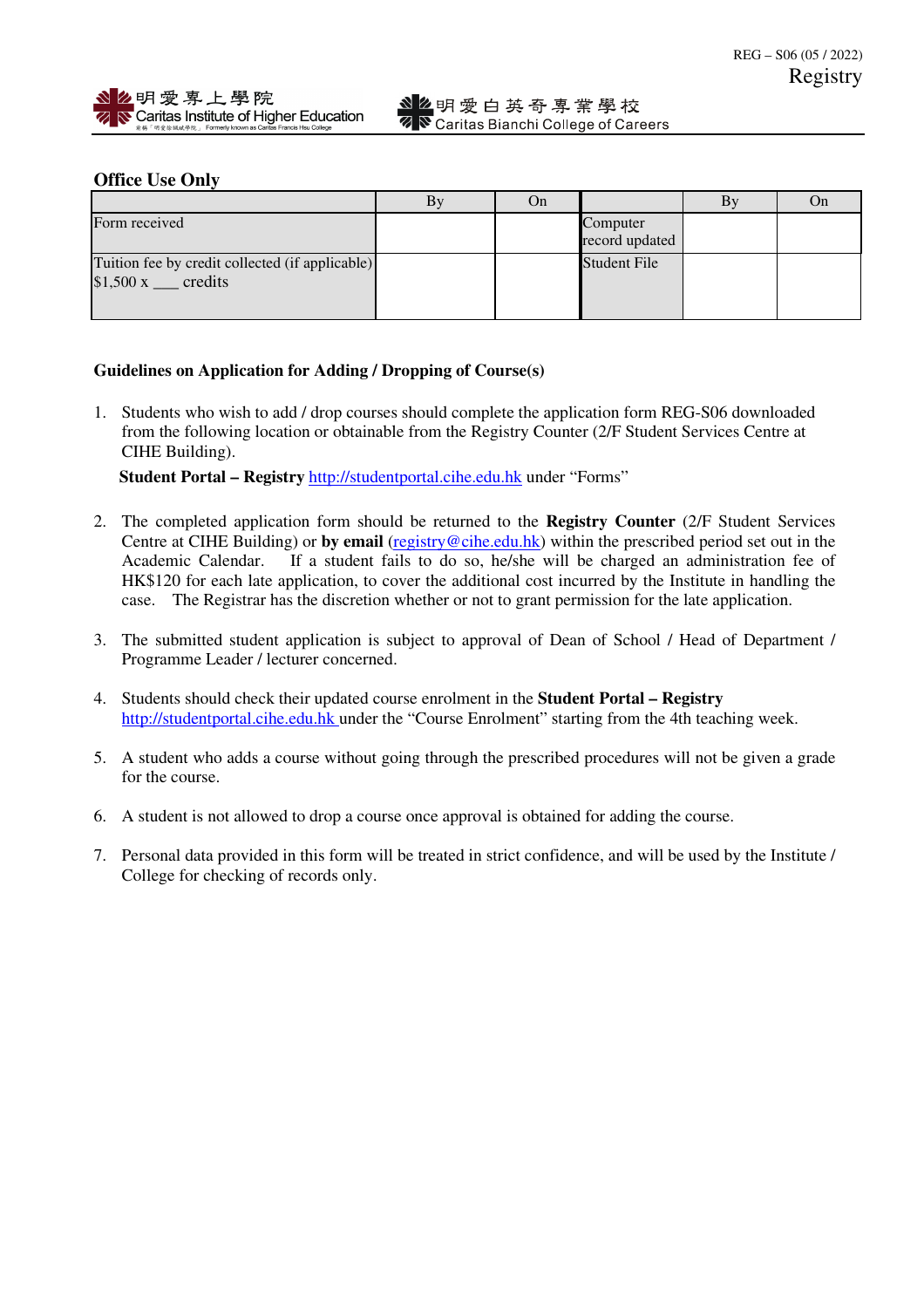REG – S06 (05 / 2022)
Registry

明愛專上學院
Caritas Institute of Higher Education
前稱「明愛徐誠斌學院」 Formerly known as Caritas Francis Hsu College

明愛白英奇專業學校
Caritas Bianchi College of Careers

**Office Use Only**

| | By | On | | By | On |
|---|---|---|---|---|---|
| Form received | | | Computer record updated | | |
| Tuition fee by credit collected (if applicable) $1,500 x ___ credits | | | Student File | | |

**Guidelines on Application for Adding / Dropping of Course(s)**

1. Students who wish to add / drop courses should complete the application form REG-S06 downloaded from the following location or obtainable from the Registry Counter (2/F Student Services Centre at CIHE Building).

   **Student Portal – Registry** http://studentportal.cihe.edu.hk under "Forms"

2. The completed application form should be returned to the **Registry Counter** (2/F Student Services Centre at CIHE Building) or **by email** (registry@cihe.edu.hk) within the prescribed period set out in the Academic Calendar. If a student fails to do so, he/she will be charged an administration fee of HK$120 for each late application, to cover the additional cost incurred by the Institute in handling the case. The Registrar has the discretion whether or not to grant permission for the late application.

3. The submitted student application is subject to approval of Dean of School / Head of Department / Programme Leader / lecturer concerned.

4. Students should check their updated course enrolment in the **Student Portal – Registry** http://studentportal.cihe.edu.hk under the "Course Enrolment" starting from the 4th teaching week.

5. A student who adds a course without going through the prescribed procedures will not be given a grade for the course.

6. A student is not allowed to drop a course once approval is obtained for adding the course.

7. Personal data provided in this form will be treated in strict confidence, and will be used by the Institute / College for checking of records only.